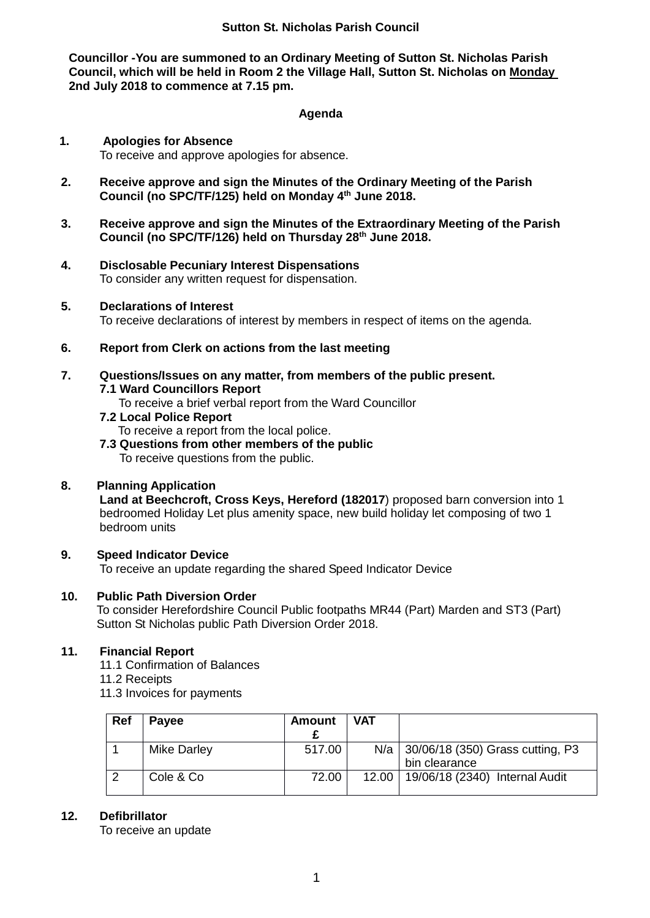**Sutton St. Nicholas Parish Council**

**Councillor -You are summoned to an Ordinary Meeting of Sutton St. Nicholas Parish Council, which will be held in Room 2 the Village Hall, Sutton St. Nicholas on <u>Monday 2nd July 2018</u> to commence at 7.15 pm.**

**Agenda**

1. **Apologies for Absence**
   To receive and approve apologies for absence.

2. **Receive approve and sign the Minutes of the Ordinary Meeting of the Parish Council (no SPC/TF/125) held on Monday 4th June 2018.**

3. **Receive approve and sign the Minutes of the Extraordinary Meeting of the Parish Council (no SPC/TF/126) held on Thursday 28th June 2018.**

4. **Disclosable Pecuniary Interest Dispensations**
   To consider any written request for dispensation.

5. **Declarations of Interest**
   To receive declarations of interest by members in respect of items on the agenda.

6. **Report from Clerk on actions from the last meeting**

7. **Questions/Issues on any matter, from members of the public present.**
   **7.1 Ward Councillors Report**
   To receive a brief verbal report from the Ward Councillor
   **7.2 Local Police Report**
   To receive a report from the local police.
   **7.3 Questions from other members of the public**
   To receive questions from the public.

8. **Planning Application**
   **Land at Beechcroft, Cross Keys, Hereford (182017**) proposed barn conversion into 1 bedroomed Holiday Let plus amenity space, new build holiday let composing of two 1 bedroom units

9. **Speed Indicator Device**
   To receive an update regarding the shared Speed Indicator Device

10. **Public Path Diversion Order**
    To consider Herefordshire Council Public footpaths MR44 (Part) Marden and ST3 (Part) Sutton St Nicholas public Path Diversion Order 2018.

11. **Financial Report**
    11.1 Confirmation of Balances
    11.2 Receipts
    11.3 Invoices for payments

| Ref | Payee | Amount £ | VAT | |
|---|---|---|---|---|
| 1 | Mike Darley | 517.00 | N/a | 30/06/18 (350) Grass cutting, P3 bin clearance |
| 2 | Cole & Co | 72.00 | 12.00 | 19/06/18 (2340) Internal Audit |

12. **Defibrillator**
    To receive an update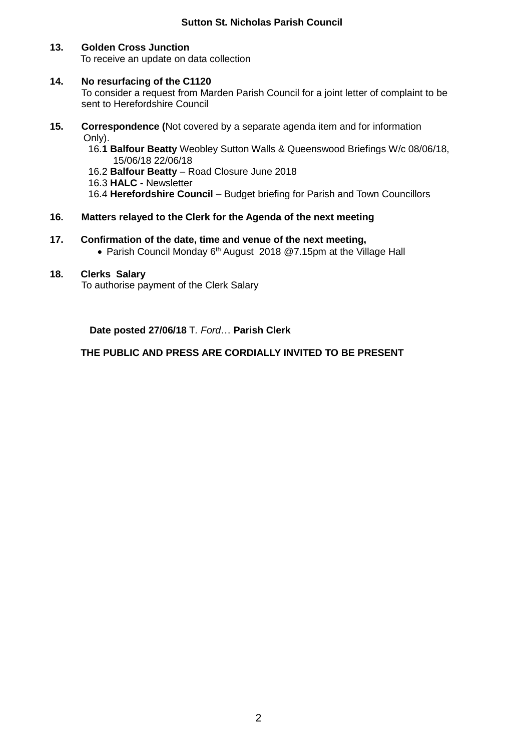**13. Golden Cross Junction**
To receive an update on data collection

**14. No resurfacing of the C1120**
To consider a request from Marden Parish Council for a joint letter of complaint to be sent to Herefordshire Council

**15. Correspondence (**Not covered by a separate agenda item and for information Only).

16.**1 Balfour Beatty** Weobley Sutton Walls & Queenswood Briefings W/c 08/06/18, 15/06/18 22/06/18
16.2 **Balfour Beatty** – Road Closure June 2018
16.3 **HALC -** Newsletter
16.4 **Herefordshire Council** – Budget briefing for Parish and Town Councillors

**16. Matters relayed to the Clerk for the Agenda of the next meeting**

**17. Confirmation of the date, time and venue of the next meeting,**

- Parish Council Monday 6th August 2018 @7.15pm at the Village Hall

**18. Clerks Salary**
To authorise payment of the Clerk Salary

**Date posted 27/06/18** T. *Ford*… **Parish Clerk**

**THE PUBLIC AND PRESS ARE CORDIALLY INVITED TO BE PRESENT**